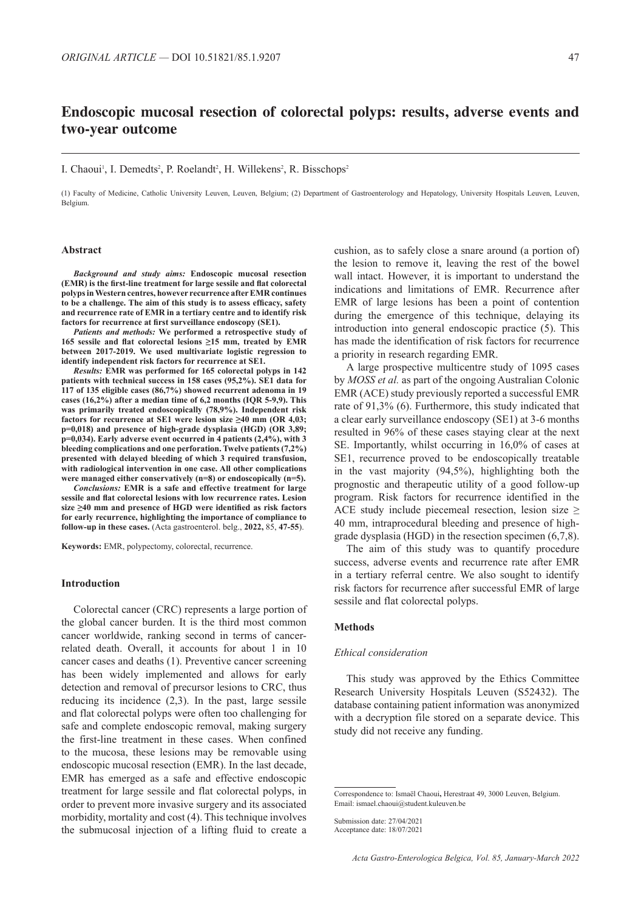# Endoscopic mucosal resection of colorectal polyps: results, adverse events and two-year outcome

I. Chaoui[1], I. Demedts[2], P. Roelandt[2], H. Willekens[2], R. Bisschops[2]

(1) Faculty of Medicine, Catholic University Leuven, Leuven, Belgium; (2) Department of Gastroenterology and Hepatology, University Hospitals Leuven, Leuven, Belgium.

## Abstract

***Background and study aims:*** **Endoscopic mucosal resection (EMR) is the first-line treatment for large sessile and flat colorectal polyps in Western centres, however recurrence after EMR continues to be a challenge. The aim of this study is to assess efficacy, safety and recurrence rate of EMR in a tertiary centre and to identify risk factors for recurrence at first surveillance endoscopy (SE1).**

***Patients and methods:*** **We performed a retrospective study of 165 sessile and flat colorectal lesions ≥15 mm, treated by EMR between 2017-2019. We used multivariate logistic regression to identify independent risk factors for recurrence at SE1.**

***Results:*** **EMR was performed for 165 colorectal polyps in 142 patients with technical success in 158 cases (95,2%). SE1 data for 117 of 135 eligible cases (86,7%) showed recurrent adenoma in 19 cases (16,2%) after a median time of 6,2 months (IQR 5-9,9). This was primarily treated endoscopically (78,9%). Independent risk factors for recurrence at SE1 were lesion size ≥40 mm (OR 4,03; p=0,018) and presence of high-grade dysplasia (HGD) (OR 3,89; p=0,034). Early adverse event occurred in 4 patients (2,4%), with 3 bleeding complications and one perforation. Twelve patients (7,2%) presented with delayed bleeding of which 3 required transfusion, with radiological intervention in one case. All other complications were managed either conservatively (n=8) or endoscopically (n=5).**

***Conclusions:*** **EMR is a safe and effective treatment for large sessile and flat colorectal lesions with low recurrence rates. Lesion size ≥40 mm and presence of HGD were identified as risk factors for early recurrence, highlighting the importance of compliance to follow-up in these cases.** (Acta gastroenterol. belg., **2022,** 85, **47-55**).

**Keywords:** EMR, polypectomy, colorectal, recurrence.

## Introduction

Colorectal cancer (CRC) represents a large portion of the global cancer burden. It is the third most common cancer worldwide, ranking second in terms of cancer-related death. Overall, it accounts for about 1 in 10 cancer cases and deaths (1). Preventive cancer screening has been widely implemented and allows for early detection and removal of precursor lesions to CRC, thus reducing its incidence (2,3). In the past, large sessile and flat colorectal polyps were often too challenging for safe and complete endoscopic removal, making surgery the first-line treatment in these cases. When confined to the mucosa, these lesions may be removable using endoscopic mucosal resection (EMR). In the last decade, EMR has emerged as a safe and effective endoscopic treatment for large sessile and flat colorectal polyps, in order to prevent more invasive surgery and its associated morbidity, mortality and cost (4). This technique involves the submucosal injection of a lifting fluid to create a cushion, as to safely close a snare around (a portion of) the lesion to remove it, leaving the rest of the bowel wall intact. However, it is important to understand the indications and limitations of EMR. Recurrence after EMR of large lesions has been a point of contention during the emergence of this technique, delaying its introduction into general endoscopic practice (5). This has made the identification of risk factors for recurrence a priority in research regarding EMR.

A large prospective multicentre study of 1095 cases by *MOSS et al.* as part of the ongoing Australian Colonic EMR (ACE) study previously reported a successful EMR rate of 91,3% (6). Furthermore, this study indicated that a clear early surveillance endoscopy (SE1) at 3-6 months resulted in 96% of these cases staying clear at the next SE. Importantly, whilst occurring in 16,0% of cases at SE1, recurrence proved to be endoscopically treatable in the vast majority (94,5%), highlighting both the prognostic and therapeutic utility of a good follow-up program. Risk factors for recurrence identified in the ACE study include piecemeal resection, lesion size ≥ 40 mm, intraprocedural bleeding and presence of high-grade dysplasia (HGD) in the resection specimen (6,7,8).

The aim of this study was to quantify procedure success, adverse events and recurrence rate after EMR in a tertiary referral centre. We also sought to identify risk factors for recurrence after successful EMR of large sessile and flat colorectal polyps.

## Methods

### *Ethical consideration*

This study was approved by the Ethics Committee Research University Hospitals Leuven (S52432). The database containing patient information was anonymized with a decryption file stored on a separate device. This study did not receive any funding.

Correspondence to: Ismaël Chaoui, Herestraat 49, 3000 Leuven, Belgium.
Email: ismael.chaoui@student.kuleuven.be

Submission date: 27/04/2021
Acceptance date: 18/07/2021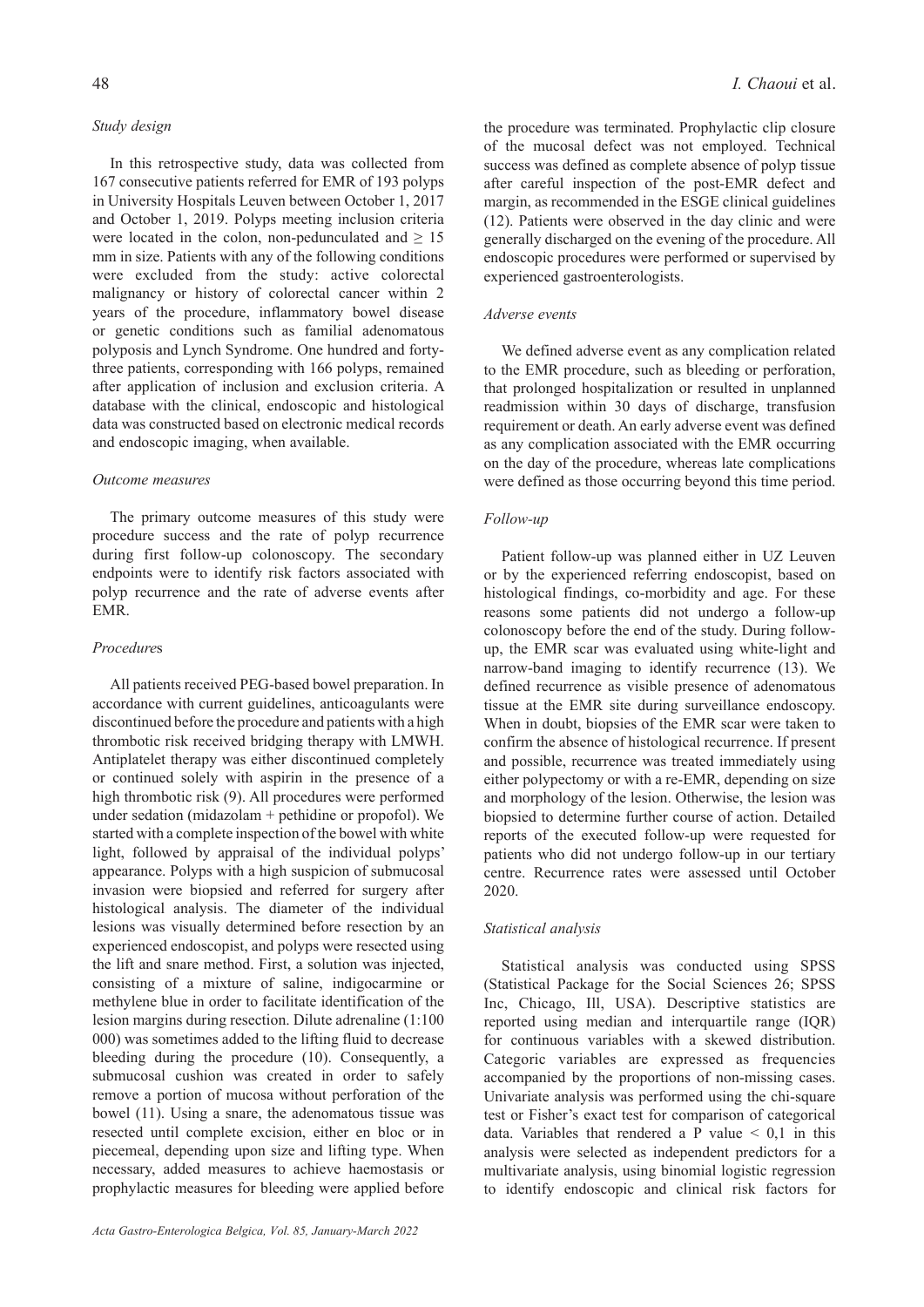### *Study design*

In this retrospective study, data was collected from 167 consecutive patients referred for EMR of 193 polyps in University Hospitals Leuven between October 1, 2017 and October 1, 2019. Polyps meeting inclusion criteria were located in the colon, non-pedunculated and $\geq$ 15 mm in size. Patients with any of the following conditions were excluded from the study: active colorectal malignancy or history of colorectal cancer within 2 years of the procedure, inflammatory bowel disease or genetic conditions such as familial adenomatous polyposis and Lynch Syndrome. One hundred and forty-three patients, corresponding with 166 polyps, remained after application of inclusion and exclusion criteria. A database with the clinical, endoscopic and histological data was constructed based on electronic medical records and endoscopic imaging, when available.

### *Outcome measures*

The primary outcome measures of this study were procedure success and the rate of polyp recurrence during first follow-up colonoscopy. The secondary endpoints were to identify risk factors associated with polyp recurrence and the rate of adverse events after EMR.

### *Procedures*

All patients received PEG-based bowel preparation. In accordance with current guidelines, anticoagulants were discontinued before the procedure and patients with a high thrombotic risk received bridging therapy with LMWH. Antiplatelet therapy was either discontinued completely or continued solely with aspirin in the presence of a high thrombotic risk (9). All procedures were performed under sedation (midazolam + pethidine or propofol). We started with a complete inspection of the bowel with white light, followed by appraisal of the individual polyps' appearance. Polyps with a high suspicion of submucosal invasion were biopsied and referred for surgery after histological analysis. The diameter of the individual lesions was visually determined before resection by an experienced endoscopist, and polyps were resected using the lift and snare method. First, a solution was injected, consisting of a mixture of saline, indigocarmine or methylene blue in order to facilitate identification of the lesion margins during resection. Dilute adrenaline (1:100 000) was sometimes added to the lifting fluid to decrease bleeding during the procedure (10). Consequently, a submucosal cushion was created in order to safely remove a portion of mucosa without perforation of the bowel (11). Using a snare, the adenomatous tissue was resected until complete excision, either en bloc or in piecemeal, depending upon size and lifting type. When necessary, added measures to achieve haemostasis or prophylactic measures for bleeding were applied before the procedure was terminated. Prophylactic clip closure of the mucosal defect was not employed. Technical success was defined as complete absence of polyp tissue after careful inspection of the post-EMR defect and margin, as recommended in the ESGE clinical guidelines (12). Patients were observed in the day clinic and were generally discharged on the evening of the procedure. All endoscopic procedures were performed or supervised by experienced gastroenterologists.

### *Adverse events*

We defined adverse event as any complication related to the EMR procedure, such as bleeding or perforation, that prolonged hospitalization or resulted in unplanned readmission within 30 days of discharge, transfusion requirement or death. An early adverse event was defined as any complication associated with the EMR occurring on the day of the procedure, whereas late complications were defined as those occurring beyond this time period.

### *Follow-up*

Patient follow-up was planned either in UZ Leuven or by the experienced referring endoscopist, based on histological findings, co-morbidity and age. For these reasons some patients did not undergo a follow-up colonoscopy before the end of the study. During follow-up, the EMR scar was evaluated using white-light and narrow-band imaging to identify recurrence (13). We defined recurrence as visible presence of adenomatous tissue at the EMR site during surveillance endoscopy. When in doubt, biopsies of the EMR scar were taken to confirm the absence of histological recurrence. If present and possible, recurrence was treated immediately using either polypectomy or with a re-EMR, depending on size and morphology of the lesion. Otherwise, the lesion was biopsied to determine further course of action. Detailed reports of the executed follow-up were requested for patients who did not undergo follow-up in our tertiary centre. Recurrence rates were assessed until October 2020.

### *Statistical analysis*

Statistical analysis was conducted using SPSS (Statistical Package for the Social Sciences 26; SPSS Inc, Chicago, Ill, USA). Descriptive statistics are reported using median and interquartile range (IQR) for continuous variables with a skewed distribution. Categoric variables are expressed as frequencies accompanied by the proportions of non-missing cases. Univariate analysis was performed using the chi-square test or Fisher's exact test for comparison of categorical data. Variables that rendered a P value $<$ 0,1 in this analysis were selected as independent predictors for a multivariate analysis, using binomial logistic regression to identify endoscopic and clinical risk factors for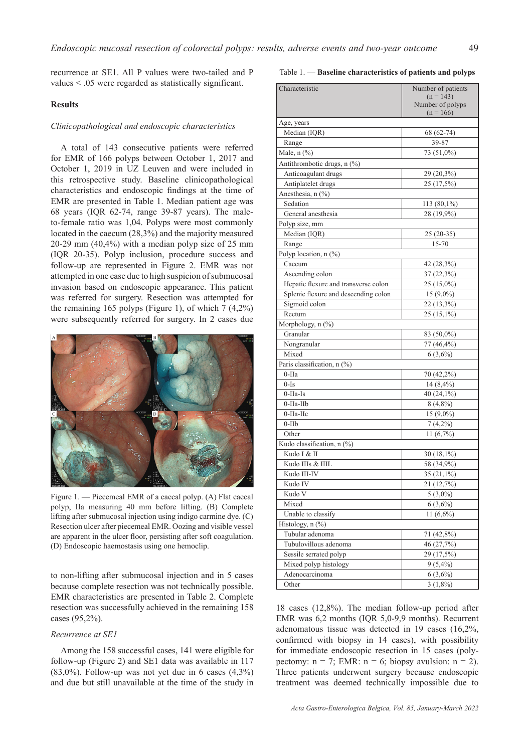recurrence at SE1. All P values were two-tailed and P values < .05 were regarded as statistically significant.

## Results

### *Clinicopathological and endoscopic characteristics*

A total of 143 consecutive patients were referred for EMR of 166 polyps between October 1, 2017 and October 1, 2019 in UZ Leuven and were included in this retrospective study. Baseline clinicopathological characteristics and endoscopic findings at the time of EMR are presented in Table 1. Median patient age was 68 years (IQR 62-74, range 39-87 years). The male-to-female ratio was 1,04. Polyps were most commonly located in the caecum (28,3%) and the majority measured 20-29 mm (40,4%) with a median polyp size of 25 mm (IQR 20-35). Polyp inclusion, procedure success and follow-up are represented in Figure 2. EMR was not attempted in one case due to high suspicion of submucosal invasion based on endoscopic appearance. This patient was referred for surgery. Resection was attempted for the remaining 165 polyps (Figure 1), of which 7 (4,2%) were subsequently referred for surgery. In 2 cases due to non-lifting after submucosal injection and in 5 cases because complete resection was not technically possible. EMR characteristics are presented in Table 2. Complete resection was successfully achieved in the remaining 158 cases (95,2%).

Figure 1. — Piecemeal EMR of a caecal polyp. (A) Flat caecal polyp, IIa measuring 40 mm before lifting. (B) Complete lifting after submucosal injection using indigo carmine dye. (C) Resection ulcer after piecemeal EMR. Oozing and visible vessel are apparent in the ulcer floor, persisting after soft coagulation. (D) Endoscopic haemostasis using one hemoclip.

### *Recurrence at SE1*

Among the 158 successful cases, 141 were eligible for follow-up (Figure 2) and SE1 data was available in 117 (83,0%). Follow-up was not yet due in 6 cases (4,3%) and due but still unavailable at the time of the study in 18 cases (12,8%). The median follow-up period after EMR was 6,2 months (IQR 5,0-9,9 months). Recurrent adenomatous tissue was detected in 19 cases (16,2%, confirmed with biopsy in 14 cases), with possibility for immediate endoscopic resection in 15 cases (polypectomy: n = 7; EMR: n = 6; biopsy avulsion: n = 2). Three patients underwent surgery because endoscopic treatment was deemed technically impossible due to

Table 1. — **Baseline characteristics of patients and polyps**

| Characteristic | Number of patients (n = 143) Number of polyps (n = 166) |
|---|---|
| Age, years | |
| Median (IQR) | 68 (62-74) |
| Range | 39-87 |
| Male, n (%) | 73 (51,0%) |
| Antithrombotic drugs, n (%) | |
| Anticoagulant drugs | 29 (20,3%) |
| Antiplatelet drugs | 25 (17,5%) |
| Anesthesia, n (%) | |
| Sedation | 113 (80,1%) |
| General anesthesia | 28 (19,9%) |
| Polyp size, mm | |
| Median (IQR) | 25 (20-35) |
| Range | 15-70 |
| Polyp location, n (%) | |
| Caecum | 42 (28,3%) |
| Ascending colon | 37 (22,3%) |
| Hepatic flexure and transverse colon | 25 (15,0%) |
| Splenic flexure and descending colon | 15 (9,0%) |
| Sigmoid colon | 22 (13,3%) |
| Rectum | 25 (15,1%) |
| Morphology, n (%) | |
| Granular | 83 (50,0%) |
| Nongranular | 77 (46,4%) |
| Mixed | 6 (3,6%) |
| Paris classification, n (%) | |
| 0-IIa | 70 (42,2%) |
| 0-Is | 14 (8,4%) |
| 0-IIa-Is | 40 (24,1%) |
| 0-IIa-IIb | 8 (4,8%) |
| 0-IIa-IIc | 15 (9,0%) |
| 0-IIb | 7 (4,2%) |
| Other | 11 (6,7%) |
| Kudo classification, n (%) | |
| Kudo I & II | 30 (18,1%) |
| Kudo IIIs & IIIL | 58 (34,9%) |
| Kudo III-IV | 35 (21,1%) |
| Kudo IV | 21 (12,7%) |
| Kudo V | 5 (3,0%) |
| Mixed | 6 (3,6%) |
| Unable to classify | 11 (6,6%) |
| Histology, n (%) | |
| Tubular adenoma | 71 (42,8%) |
| Tubulovillous adenoma | 46 (27,7%) |
| Sessile serrated polyp | 29 (17,5%) |
| Mixed polyp histology | 9 (5,4%) |
| Adenocarcinoma | 6 (3,6%) |
| Other | 3 (1,8%) |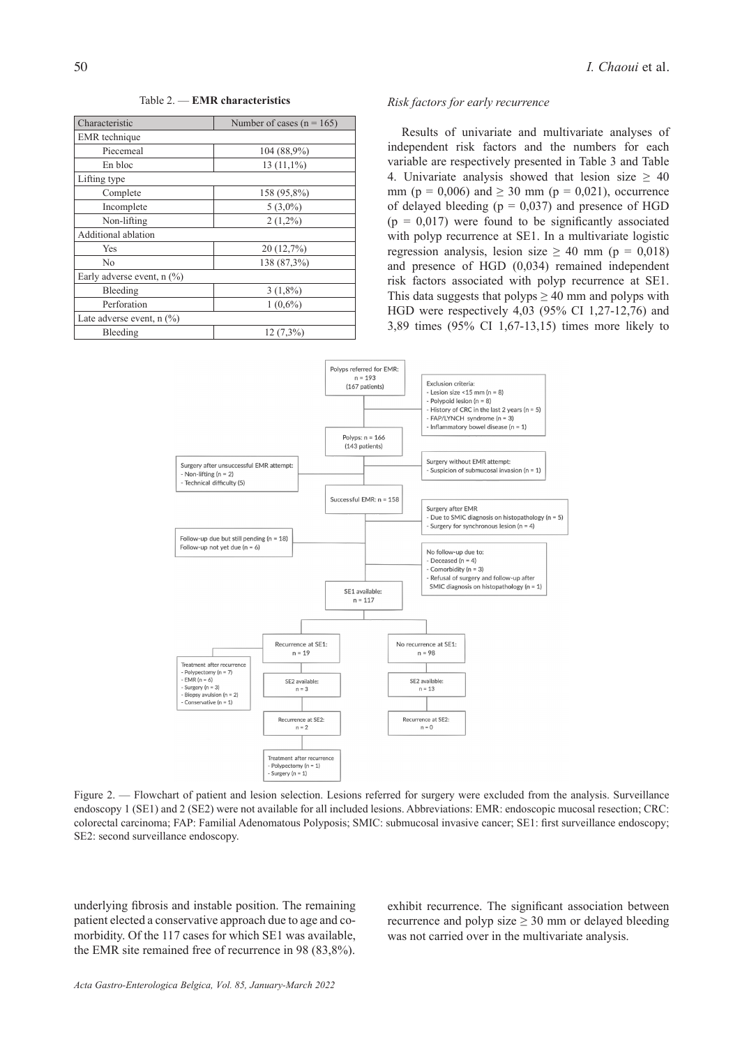Table 2. — **EMR characteristics**

| Characteristic | Number of cases (n = 165) |
| --- | --- |
| EMR technique | |
| Piecemeal | 104 (88,9%) |
| En bloc | 13 (11,1%) |
| Lifting type | |
| Complete | 158 (95,8%) |
| Incomplete | 5 (3,0%) |
| Non-lifting | 2 (1,2%) |
| Additional ablation | |
| Yes | 20 (12,7%) |
| No | 138 (87,3%) |
| Early adverse event, n (%) | |
| Bleeding | 3 (1,8%) |
| Perforation | 1 (0,6%) |
| Late adverse event, n (%) | |
| Bleeding | 12 (7,3%) |

underlying fibrosis and instable position. The remaining patient elected a conservative approach due to age and co-morbidity. Of the 117 cases for which SE1 was available, the EMR site remained free of recurrence in 98 (83,8%).

*Risk factors for early recurrence*

Results of univariate and multivariate analyses of independent risk factors and the numbers for each variable are respectively presented in Table 3 and Table 4. Univariate analysis showed that lesion size $\geq$ 40 mm ($p$ = 0,006) and $\geq$ 30 mm ($p$ = 0,021), occurrence of delayed bleeding ($p$ = 0,037) and presence of HGD ($p$ = 0,017) were found to be significantly associated with polyp recurrence at SE1. In a multivariate logistic regression analysis, lesion size $\geq$ 40 mm ($p$ = 0,018) and presence of HGD (0,034) remained independent risk factors associated with polyp recurrence at SE1. This data suggests that polyps $\geq$ 40 mm and polyps with HGD were respectively 4,03 (95% CI 1,27-12,76) and 3,89 times (95% CI 1,67-13,15) times more likely to exhibit recurrence. The significant association between recurrence and polyp size $\geq$ 30 mm or delayed bleeding was not carried over in the multivariate analysis.

Figure 2. — Flowchart of patient and lesion selection. Lesions referred for surgery were excluded from the analysis. Surveillance endoscopy 1 (SE1) and 2 (SE2) were not available for all included lesions. Abbreviations: EMR: endoscopic mucosal resection; CRC: colorectal carcinoma; FAP: Familial Adenomatous Polyposis; SMIC: submucosal invasive cancer; SE1: first surveillance endoscopy; SE2: second surveillance endoscopy.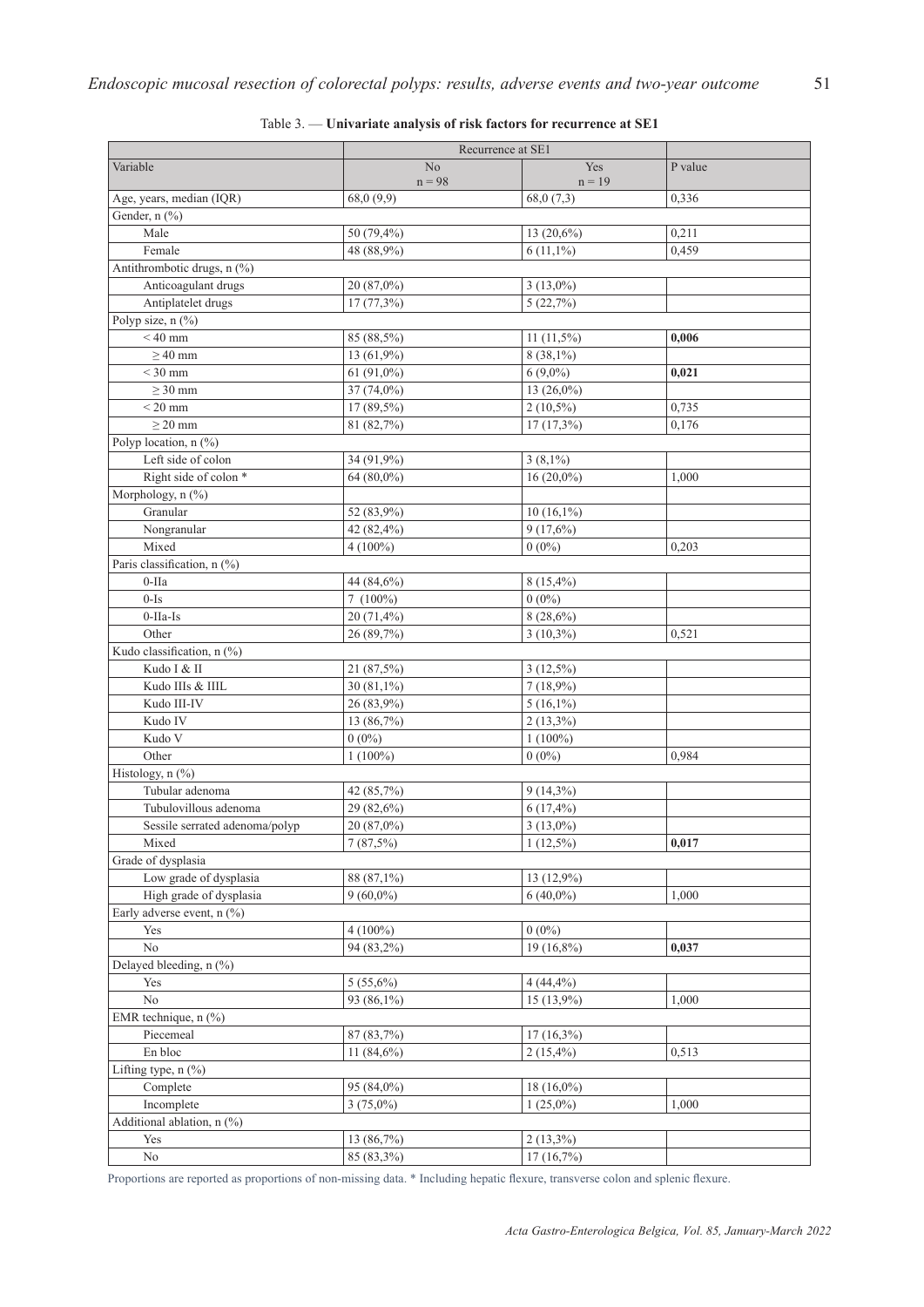Table 3. — **Univariate analysis of risk factors for recurrence at SE1**

| Variable | Recurrence at SE1 No n = 98 | Recurrence at SE1 Yes n = 19 | P value |
|---|---|---|---|
| Age, years, median (IQR) | 68,0 (9,9) | 68,0 (7,3) | 0,336 |
| Gender, n (%) | | | |
| Male | 50 (79,4%) | 13 (20,6%) | 0,211 |
| Female | 48 (88,9%) | 6 (11,1%) | 0,459 |
| Antithrombotic drugs, n (%) | | | |
| Anticoagulant drugs | 20 (87,0%) | 3 (13,0%) | |
| Antiplatelet drugs | 17 (77,3%) | 5 (22,7%) | |
| Polyp size, n (%) | | | |
| < 40 mm | 85 (88,5%) | 11 (11,5%) | **0,006** |
| ≥ 40 mm | 13 (61,9%) | 8 (38,1%) | |
| < 30 mm | 61 (91,0%) | 6 (9,0%) | **0,021** |
| ≥ 30 mm | 37 (74,0%) | 13 (26,0%) | |
| < 20 mm | 17 (89,5%) | 2 (10,5%) | 0,735 |
| ≥ 20 mm | 81 (82,7%) | 17 (17,3%) | 0,176 |
| Polyp location, n (%) | | | |
| Left side of colon | 34 (91,9%) | 3 (8,1%) | |
| Right side of colon * | 64 (80,0%) | 16 (20,0%) | 1,000 |
| Morphology, n (%) | | | |
| Granular | 52 (83,9%) | 10 (16,1%) | |
| Nongranular | 42 (82,4%) | 9 (17,6%) | |
| Mixed | 4 (100%) | 0 (0%) | 0,203 |
| Paris classification, n (%) | | | |
| 0-IIa | 44 (84,6%) | 8 (15,4%) | |
| 0-Is | 7 (100%) | 0 (0%) | |
| 0-IIa-Is | 20 (71,4%) | 8 (28,6%) | |
| Other | 26 (89,7%) | 3 (10,3%) | 0,521 |
| Kudo classification, n (%) | | | |
| Kudo I & II | 21 (87,5%) | 3 (12,5%) | |
| Kudo IIIs & IIIL | 30 (81,1%) | 7 (18,9%) | |
| Kudo III-IV | 26 (83,9%) | 5 (16,1%) | |
| Kudo IV | 13 (86,7%) | 2 (13,3%) | |
| Kudo V | 0 (0%) | 1 (100%) | |
| Other | 1 (100%) | 0 (0%) | 0,984 |
| Histology, n (%) | | | |
| Tubular adenoma | 42 (85,7%) | 9 (14,3%) | |
| Tubulovillous adenoma | 29 (82,6%) | 6 (17,4%) | |
| Sessile serrated adenoma/polyp | 20 (87,0%) | 3 (13,0%) | |
| Mixed | 7 (87,5%) | 1 (12,5%) | **0,017** |
| Grade of dysplasia | | | |
| Low grade of dysplasia | 88 (87,1%) | 13 (12,9%) | |
| High grade of dysplasia | 9 (60,0%) | 6 (40,0%) | 1,000 |
| Early adverse event, n (%) | | | |
| Yes | 4 (100%) | 0 (0%) | |
| No | 94 (83,2%) | 19 (16,8%) | **0,037** |
| Delayed bleeding, n (%) | | | |
| Yes | 5 (55,6%) | 4 (44,4%) | |
| No | 93 (86,1%) | 15 (13,9%) | 1,000 |
| EMR technique, n (%) | | | |
| Piecemeal | 87 (83,7%) | 17 (16,3%) | |
| En bloc | 11 (84,6%) | 2 (15,4%) | 0,513 |
| Lifting type, n (%) | | | |
| Complete | 95 (84,0%) | 18 (16,0%) | |
| Incomplete | 3 (75,0%) | 1 (25,0%) | 1,000 |
| Additional ablation, n (%) | | | |
| Yes | 13 (86,7%) | 2 (13,3%) | |
| No | 85 (83,3%) | 17 (16,7%) | |

Proportions are reported as proportions of non-missing data. * Including hepatic flexure, transverse colon and splenic flexure.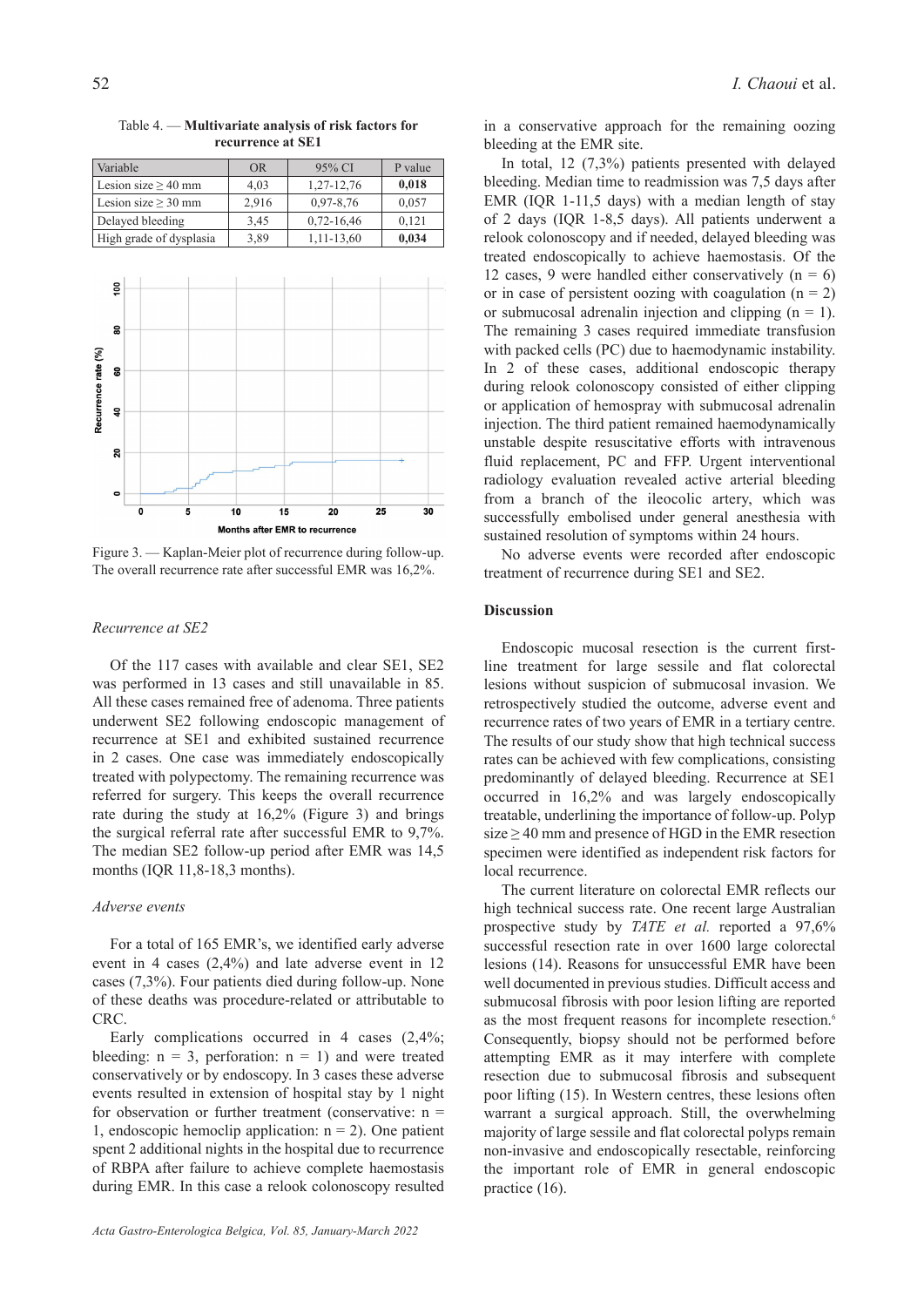Table 4. — **Multivariate analysis of risk factors for recurrence at SE1**

| Variable | OR | 95% CI | P value |
|---|---|---|---|
| Lesion size ≥ 40 mm | 4,03 | 1,27-12,76 | **0,018** |
| Lesion size ≥ 30 mm | 2,916 | 0,97-8,76 | 0,057 |
| Delayed bleeding | 3,45 | 0,72-16,46 | 0,121 |
| High grade of dysplasia | 3,89 | 1,11-13,60 | **0,034** |

Figure 3. — Kaplan-Meier plot of recurrence during follow-up. The overall recurrence rate after successful EMR was 16,2%.

### *Recurrence at SE2*

Of the 117 cases with available and clear SE1, SE2 was performed in 13 cases and still unavailable in 85. All these cases remained free of adenoma. Three patients underwent SE2 following endoscopic management of recurrence at SE1 and exhibited sustained recurrence in 2 cases. One case was immediately endoscopically treated with polypectomy. The remaining recurrence was referred for surgery. This keeps the overall recurrence rate during the study at 16,2% (Figure 3) and brings the surgical referral rate after successful EMR to 9,7%. The median SE2 follow-up period after EMR was 14,5 months (IQR 11,8-18,3 months).

### *Adverse events*

For a total of 165 EMR's, we identified early adverse event in 4 cases (2,4%) and late adverse event in 12 cases (7,3%). Four patients died during follow-up. None of these deaths was procedure-related or attributable to CRC.

Early complications occurred in 4 cases (2,4%; bleeding: n = 3, perforation: n = 1) and were treated conservatively or by endoscopy. In 3 cases these adverse events resulted in extension of hospital stay by 1 night for observation or further treatment (conservative: n = 1, endoscopic hemoclip application: n = 2). One patient spent 2 additional nights in the hospital due to recurrence of RBPA after failure to achieve complete haemostasis during EMR. In this case a relook colonoscopy resulted in a conservative approach for the remaining oozing bleeding at the EMR site.

In total, 12 (7,3%) patients presented with delayed bleeding. Median time to readmission was 7,5 days after EMR (IQR 1-11,5 days) with a median length of stay of 2 days (IQR 1-8,5 days). All patients underwent a relook colonoscopy and if needed, delayed bleeding was treated endoscopically to achieve haemostasis. Of the 12 cases, 9 were handled either conservatively (n = 6) or in case of persistent oozing with coagulation (n = 2) or submucosal adrenalin injection and clipping (n = 1). The remaining 3 cases required immediate transfusion with packed cells (PC) due to haemodynamic instability. In 2 of these cases, additional endoscopic therapy during relook colonoscopy consisted of either clipping or application of hemospray with submucosal adrenalin injection. The third patient remained haemodynamically unstable despite resuscitative efforts with intravenous fluid replacement, PC and FFP. Urgent interventional radiology evaluation revealed active arterial bleeding from a branch of the ileocolic artery, which was successfully embolised under general anesthesia with sustained resolution of symptoms within 24 hours.

No adverse events were recorded after endoscopic treatment of recurrence during SE1 and SE2.

## Discussion

Endoscopic mucosal resection is the current first-line treatment for large sessile and flat colorectal lesions without suspicion of submucosal invasion. We retrospectively studied the outcome, adverse event and recurrence rates of two years of EMR in a tertiary centre. The results of our study show that high technical success rates can be achieved with few complications, consisting predominantly of delayed bleeding. Recurrence at SE1 occurred in 16,2% and was largely endoscopically treatable, underlining the importance of follow-up. Polyp size ≥ 40 mm and presence of HGD in the EMR resection specimen were identified as independent risk factors for local recurrence.

The current literature on colorectal EMR reflects our high technical success rate. One recent large Australian prospective study by *TATE et al.* reported a 97,6% successful resection rate in over 1600 large colorectal lesions (14). Reasons for unsuccessful EMR have been well documented in previous studies. Difficult access and submucosal fibrosis with poor lesion lifting are reported as the most frequent reasons for incomplete resection.[6] Consequently, biopsy should not be performed before attempting EMR as it may interfere with complete resection due to submucosal fibrosis and subsequent poor lifting (15). In Western centres, these lesions often warrant a surgical approach. Still, the overwhelming majority of large sessile and flat colorectal polyps remain non-invasive and endoscopically resectable, reinforcing the important role of EMR in general endoscopic practice (16).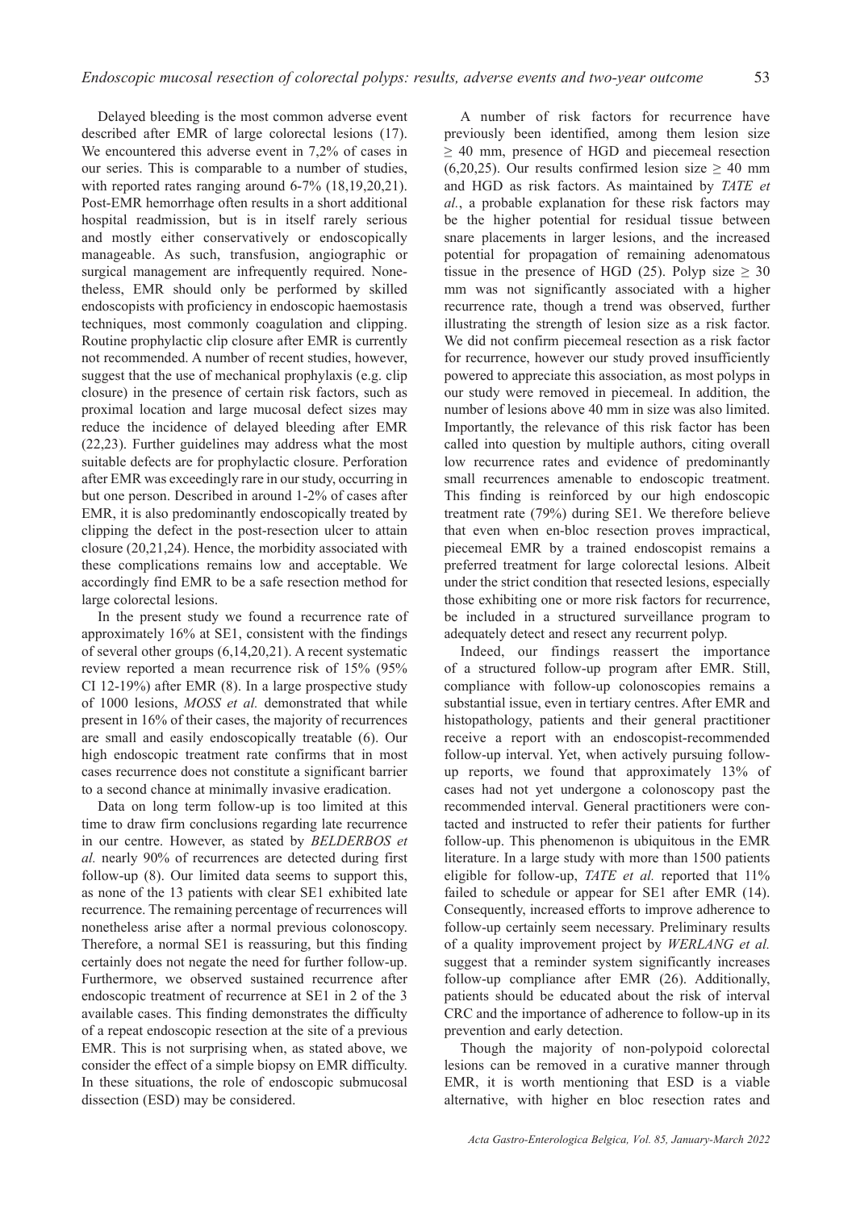Delayed bleeding is the most common adverse event described after EMR of large colorectal lesions (17). We encountered this adverse event in 7,2% of cases in our series. This is comparable to a number of studies, with reported rates ranging around 6-7% (18,19,20,21). Post-EMR hemorrhage often results in a short additional hospital readmission, but is in itself rarely serious and mostly either conservatively or endoscopically manageable. As such, transfusion, angiographic or surgical management are infrequently required. Nonetheless, EMR should only be performed by skilled endoscopists with proficiency in endoscopic haemostasis techniques, most commonly coagulation and clipping. Routine prophylactic clip closure after EMR is currently not recommended. A number of recent studies, however, suggest that the use of mechanical prophylaxis (e.g. clip closure) in the presence of certain risk factors, such as proximal location and large mucosal defect sizes may reduce the incidence of delayed bleeding after EMR (22,23). Further guidelines may address what the most suitable defects are for prophylactic closure. Perforation after EMR was exceedingly rare in our study, occurring in but one person. Described in around 1-2% of cases after EMR, it is also predominantly endoscopically treated by clipping the defect in the post-resection ulcer to attain closure (20,21,24). Hence, the morbidity associated with these complications remains low and acceptable. We accordingly find EMR to be a safe resection method for large colorectal lesions.

In the present study we found a recurrence rate of approximately 16% at SE1, consistent with the findings of several other groups (6,14,20,21). A recent systematic review reported a mean recurrence risk of 15% (95% CI 12-19%) after EMR (8). In a large prospective study of 1000 lesions, *MOSS et al.* demonstrated that while present in 16% of their cases, the majority of recurrences are small and easily endoscopically treatable (6). Our high endoscopic treatment rate confirms that in most cases recurrence does not constitute a significant barrier to a second chance at minimally invasive eradication.

Data on long term follow-up is too limited at this time to draw firm conclusions regarding late recurrence in our centre. However, as stated by *BELDERBOS et al.* nearly 90% of recurrences are detected during first follow-up (8). Our limited data seems to support this, as none of the 13 patients with clear SE1 exhibited late recurrence. The remaining percentage of recurrences will nonetheless arise after a normal previous colonoscopy. Therefore, a normal SE1 is reassuring, but this finding certainly does not negate the need for further follow-up. Furthermore, we observed sustained recurrence after endoscopic treatment of recurrence at SE1 in 2 of the 3 available cases. This finding demonstrates the difficulty of a repeat endoscopic resection at the site of a previous EMR. This is not surprising when, as stated above, we consider the effect of a simple biopsy on EMR difficulty. In these situations, the role of endoscopic submucosal dissection (ESD) may be considered.

A number of risk factors for recurrence have previously been identified, among them lesion size $\geq$ 40 mm, presence of HGD and piecemeal resection (6,20,25). Our results confirmed lesion size $\geq$ 40 mm and HGD as risk factors. As maintained by *TATE et al.*, a probable explanation for these risk factors may be the higher potential for residual tissue between snare placements in larger lesions, and the increased potential for propagation of remaining adenomatous tissue in the presence of HGD (25). Polyp size $\geq$ 30 mm was not significantly associated with a higher recurrence rate, though a trend was observed, further illustrating the strength of lesion size as a risk factor. We did not confirm piecemeal resection as a risk factor for recurrence, however our study proved insufficiently powered to appreciate this association, as most polyps in our study were removed in piecemeal. In addition, the number of lesions above 40 mm in size was also limited. Importantly, the relevance of this risk factor has been called into question by multiple authors, citing overall low recurrence rates and evidence of predominantly small recurrences amenable to endoscopic treatment. This finding is reinforced by our high endoscopic treatment rate (79%) during SE1. We therefore believe that even when en-bloc resection proves impractical, piecemeal EMR by a trained endoscopist remains a preferred treatment for large colorectal lesions. Albeit under the strict condition that resected lesions, especially those exhibiting one or more risk factors for recurrence, be included in a structured surveillance program to adequately detect and resect any recurrent polyp.

Indeed, our findings reassert the importance of a structured follow-up program after EMR. Still, compliance with follow-up colonoscopies remains a substantial issue, even in tertiary centres. After EMR and histopathology, patients and their general practitioner receive a report with an endoscopist-recommended follow-up interval. Yet, when actively pursuing follow-up reports, we found that approximately 13% of cases had not yet undergone a colonoscopy past the recommended interval. General practitioners were contacted and instructed to refer their patients for further follow-up. This phenomenon is ubiquitous in the EMR literature. In a large study with more than 1500 patients eligible for follow-up, *TATE et al.* reported that 11% failed to schedule or appear for SE1 after EMR (14). Consequently, increased efforts to improve adherence to follow-up certainly seem necessary. Preliminary results of a quality improvement project by *WERLANG et al.* suggest that a reminder system significantly increases follow-up compliance after EMR (26). Additionally, patients should be educated about the risk of interval CRC and the importance of adherence to follow-up in its prevention and early detection.

Though the majority of non-polypoid colorectal lesions can be removed in a curative manner through EMR, it is worth mentioning that ESD is a viable alternative, with higher en bloc resection rates and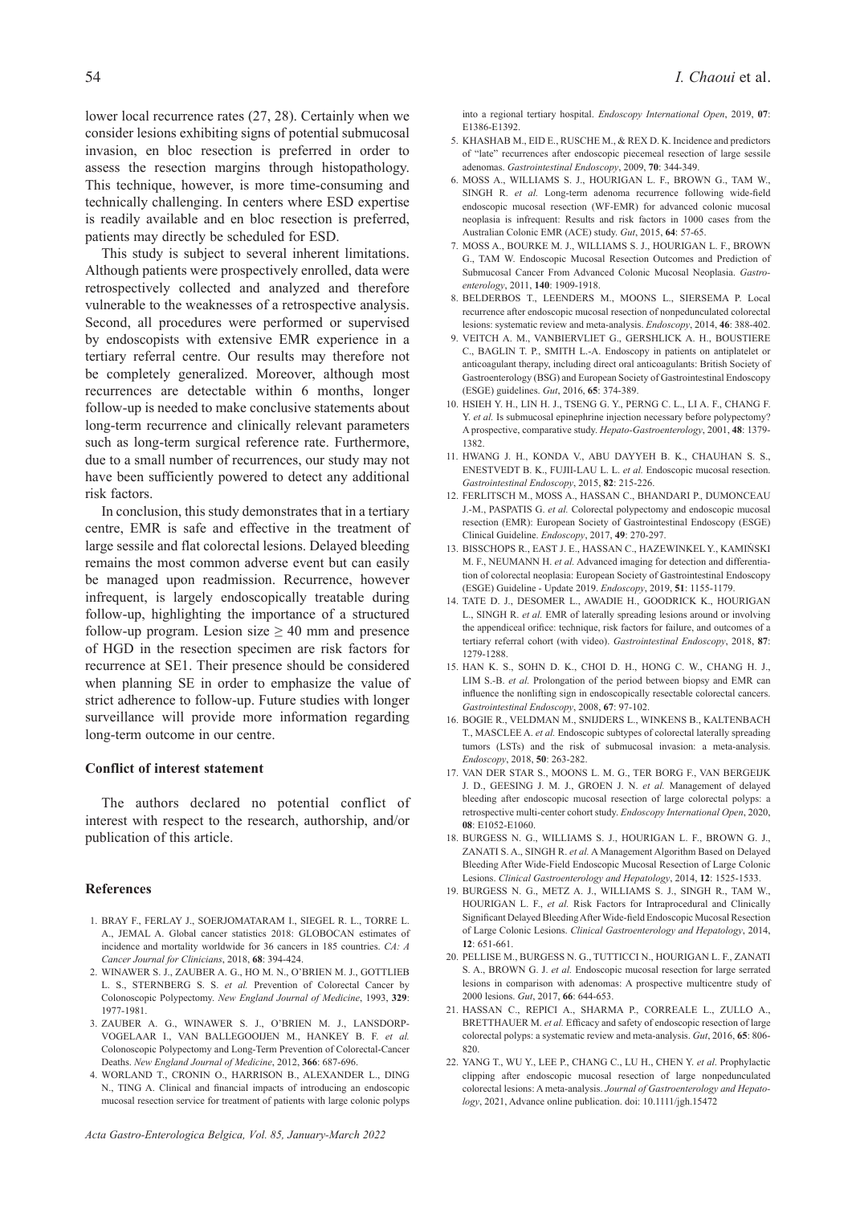lower local recurrence rates (27, 28). Certainly when we consider lesions exhibiting signs of potential submucosal invasion, en bloc resection is preferred in order to assess the resection margins through histopathology. This technique, however, is more time-consuming and technically challenging. In centers where ESD expertise is readily available and en bloc resection is preferred, patients may directly be scheduled for ESD.

This study is subject to several inherent limitations. Although patients were prospectively enrolled, data were retrospectively collected and analyzed and therefore vulnerable to the weaknesses of a retrospective analysis. Second, all procedures were performed or supervised by endoscopists with extensive EMR experience in a tertiary referral centre. Our results may therefore not be completely generalized. Moreover, although most recurrences are detectable within 6 months, longer follow-up is needed to make conclusive statements about long-term recurrence and clinically relevant parameters such as long-term surgical reference rate. Furthermore, due to a small number of recurrences, our study may not have been sufficiently powered to detect any additional risk factors.

In conclusion, this study demonstrates that in a tertiary centre, EMR is safe and effective in the treatment of large sessile and flat colorectal lesions. Delayed bleeding remains the most common adverse event but can easily be managed upon readmission. Recurrence, however infrequent, is largely endoscopically treatable during follow-up, highlighting the importance of a structured follow-up program. Lesion size $\geq$ 40 mm and presence of HGD in the resection specimen are risk factors for recurrence at SE1. Their presence should be considered when planning SE in order to emphasize the value of strict adherence to follow-up. Future studies with longer surveillance will provide more information regarding long-term outcome in our centre.

### Conflict of interest statement

The authors declared no potential conflict of interest with respect to the research, authorship, and/or publication of this article.

### References

1. BRAY F., FERLAY J., SOERJOMATARAM I., SIEGEL R. L., TORRE L. A., JEMAL A. Global cancer statistics 2018: GLOBOCAN estimates of incidence and mortality worldwide for 36 cancers in 185 countries. *CA: A Cancer Journal for Clinicians*, 2018, **68**: 394-424.
2. WINAWER S. J., ZAUBER A. G., HO M. N., O'BRIEN M. J., GOTTLIEB L. S., STERNBERG S. S. *et al.* Prevention of Colorectal Cancer by Colonoscopic Polypectomy. *New England Journal of Medicine*, 1993, **329**: 1977-1981.
3. ZAUBER A. G., WINAWER S. J., O'BRIEN M. J., LANSDORP-VOGELAAR I., VAN BALLEGOOIJEN M., HANKEY B. F. *et al.* Colonoscopic Polypectomy and Long-Term Prevention of Colorectal-Cancer Deaths. *New England Journal of Medicine*, 2012, **366**: 687-696.
4. WORLAND T., CRONIN O., HARRISON B., ALEXANDER L., DING N., TING A. Clinical and financial impacts of introducing an endoscopic mucosal resection service for treatment of patients with large colonic polyps into a regional tertiary hospital. *Endoscopy International Open*, 2019, **07**: E1386-E1392.
5. KHASHAB M., EID E., RUSCHE M., & REX D. K. Incidence and predictors of "late" recurrences after endoscopic piecemeal resection of large sessile adenomas. *Gastrointestinal Endoscopy*, 2009, **70**: 344-349.
6. MOSS A., WILLIAMS S. J., HOURIGAN L. F., BROWN G., TAM W., SINGH R. *et al.* Long-term adenoma recurrence following wide-field endoscopic mucosal resection (WF-EMR) for advanced colonic mucosal neoplasia is infrequent: Results and risk factors in 1000 cases from the Australian Colonic EMR (ACE) study. *Gut*, 2015, **64**: 57-65.
7. MOSS A., BOURKE M. J., WILLIAMS S. J., HOURIGAN L. F., BROWN G., TAM W. Endoscopic Mucosal Resection Outcomes and Prediction of Submucosal Cancer From Advanced Colonic Mucosal Neoplasia. *Gastroenterology*, 2011, **140**: 1909-1918.
8. BELDERBOS T., LEENDERS M., MOONS L., SIERSEMA P. Local recurrence after endoscopic mucosal resection of nonpedunculated colorectal lesions: systematic review and meta-analysis. *Endoscopy*, 2014, **46**: 388-402.
9. VEITCH A. M., VANBIERVLIET G., GERSHLICK A. H., BOUSTIERE C., BAGLIN T. P., SMITH L.-A. Endoscopy in patients on antiplatelet or anticoagulant therapy, including direct oral anticoagulants: British Society of Gastroenterology (BSG) and European Society of Gastrointestinal Endoscopy (ESGE) guidelines. *Gut*, 2016, **65**: 374-389.
10. HSIEH Y. H., LIN H. J., TSENG G. Y., PERNG C. L., LI A. F., CHANG F. Y. *et al.* Is submucosal epinephrine injection necessary before polypectomy? A prospective, comparative study. *Hepato-Gastroenterology*, 2001, **48**: 1379-1382.
11. HWANG J. H., KONDA V., ABU DAYYEH B. K., CHAUHAN S. S., ENESTVEDT B. K., FUJII-LAU L. L. *et al.* Endoscopic mucosal resection. *Gastrointestinal Endoscopy*, 2015, **82**: 215-226.
12. FERLITSCH M., MOSS A., HASSAN C., BHANDARI P., DUMONCEAU J.-M., PASPATIS G. *et al.* Colorectal polypectomy and endoscopic mucosal resection (EMR): European Society of Gastrointestinal Endoscopy (ESGE) Clinical Guideline. *Endoscopy*, 2017, **49**: 270-297.
13. BISSCHOPS R., EAST J. E., HASSAN C., HAZEWINKEL Y., KAMIŃSKI M. F., NEUMANN H. *et al.* Advanced imaging for detection and differentiation of colorectal neoplasia: European Society of Gastrointestinal Endoscopy (ESGE) Guideline - Update 2019. *Endoscopy*, 2019, **51**: 1155-1179.
14. TATE D. J., DESOMER L., AWADIE H., GOODRICK K., HOURIGAN L., SINGH R. *et al.* EMR of laterally spreading lesions around or involving the appendiceal orifice: technique, risk factors for failure, and outcomes of a tertiary referral cohort (with video). *Gastrointestinal Endoscopy*, 2018, **87**: 1279-1288.
15. HAN K. S., SOHN D. K., CHOI D. H., HONG C. W., CHANG H. J., LIM S.-B. *et al.* Prolongation of the period between biopsy and EMR can influence the nonlifting sign in endoscopically resectable colorectal cancers. *Gastrointestinal Endoscopy*, 2008, **67**: 97-102.
16. BOGIE R., VELDMAN M., SNIJDERS L., WINKENS B., KALTENBACH T., MASCLEE A. *et al.* Endoscopic subtypes of colorectal laterally spreading tumors (LSTs) and the risk of submucosal invasion: a meta-analysis. *Endoscopy*, 2018, **50**: 263-282.
17. VAN DER STAR S., MOONS L. M. G., TER BORG F., VAN BERGEIJK J. D., GEESING J. M. J., GROEN J. N. *et al.* Management of delayed bleeding after endoscopic mucosal resection of large colorectal polyps: a retrospective multi-center cohort study. *Endoscopy International Open*, 2020, **08**: E1052-E1060.
18. BURGESS N. G., WILLIAMS S. J., HOURIGAN L. F., BROWN G. J., ZANATI S. A., SINGH R. *et al.* A Management Algorithm Based on Delayed Bleeding After Wide-Field Endoscopic Mucosal Resection of Large Colonic Lesions. *Clinical Gastroenterology and Hepatology*, 2014, **12**: 1525-1533.
19. BURGESS N. G., METZ A. J., WILLIAMS S. J., SINGH R., TAM W., HOURIGAN L. F., *et al.* Risk Factors for Intraprocedural and Clinically Significant Delayed Bleeding After Wide-field Endoscopic Mucosal Resection of Large Colonic Lesions. *Clinical Gastroenterology and Hepatology*, 2014, **12**: 651-661.
20. PELLISE M., BURGESS N. G., TUTTICCI N., HOURIGAN L. F., ZANATI S. A., BROWN G. J. *et al.* Endoscopic mucosal resection for large serrated lesions in comparison with adenomas: A prospective multicentre study of 2000 lesions. *Gut*, 2017, **66**: 644-653.
21. HASSAN C., REPICI A., SHARMA P., CORREALE L., ZULLO A., BRETTHAUER M. *et al.* Efficacy and safety of endoscopic resection of large colorectal polyps: a systematic review and meta-analysis. *Gut*, 2016, **65**: 806-820.
22. YANG T., WU Y., LEE P., CHANG C., LU H., CHEN Y. *et al.* Prophylactic clipping after endoscopic mucosal resection of large nonpedunculated colorectal lesions: A meta-analysis. *Journal of Gastroenterology and Hepatology*, 2021, Advance online publication. doi: 10.1111/jgh.15472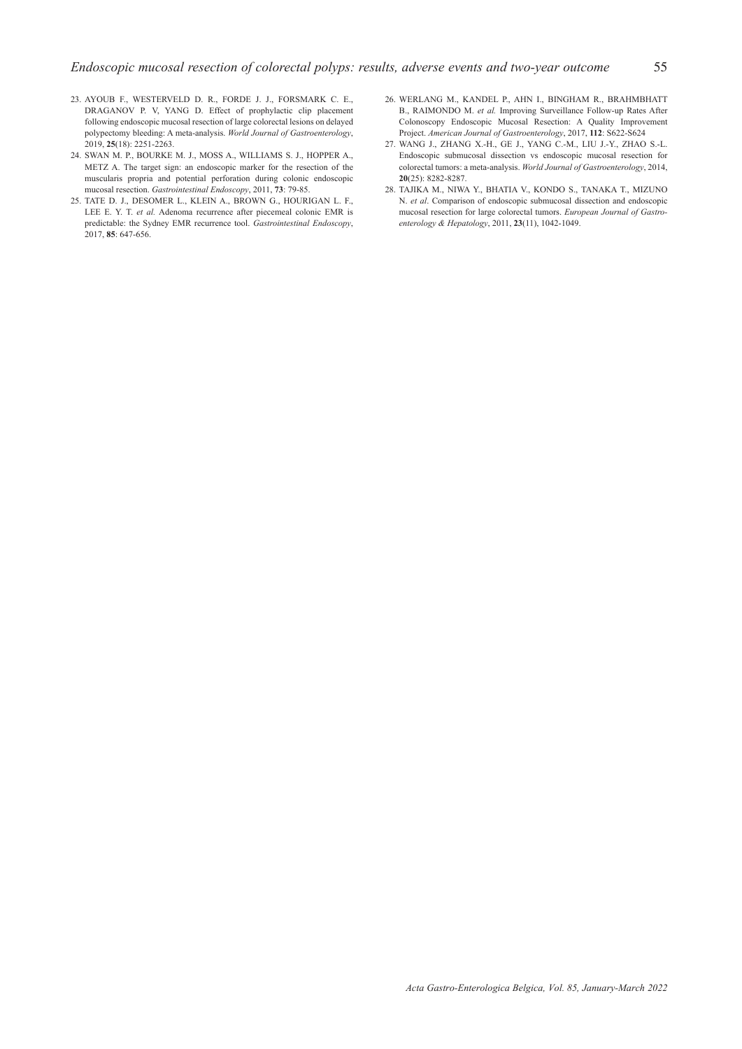23. AYOUB F., WESTERVELD D. R., FORDE J. J., FORSMARK C. E., DRAGANOV P. V, YANG D. Effect of prophylactic clip placement following endoscopic mucosal resection of large colorectal lesions on delayed polypectomy bleeding: A meta-analysis. *World Journal of Gastroenterology*, 2019, **25**(18): 2251-2263.
24. SWAN M. P., BOURKE M. J., MOSS A., WILLIAMS S. J., HOPPER A., METZ A. The target sign: an endoscopic marker for the resection of the muscularis propria and potential perforation during colonic endoscopic mucosal resection. *Gastrointestinal Endoscopy*, 2011, **73**: 79-85.
25. TATE D. J., DESOMER L., KLEIN A., BROWN G., HOURIGAN L. F., LEE E. Y. T. *et al.* Adenoma recurrence after piecemeal colonic EMR is predictable: the Sydney EMR recurrence tool. *Gastrointestinal Endoscopy*, 2017, **85**: 647-656.
26. WERLANG M., KANDEL P., AHN I., BINGHAM R., BRAHMBHATT B., RAIMONDO M. *et al.* Improving Surveillance Follow-up Rates After Colonoscopy Endoscopic Mucosal Resection: A Quality Improvement Project. *American Journal of Gastroenterology*, 2017, **112**: S622-S624
27. WANG J., ZHANG X.-H., GE J., YANG C.-M., LIU J.-Y., ZHAO S.-L. Endoscopic submucosal dissection vs endoscopic mucosal resection for colorectal tumors: a meta-analysis. *World Journal of Gastroenterology*, 2014, **20**(25): 8282-8287.
28. TAJIKA M., NIWA Y., BHATIA V., KONDO S., TANAKA T., MIZUNO N. *et al*. Comparison of endoscopic submucosal dissection and endoscopic mucosal resection for large colorectal tumors. *European Journal of Gastroenterology & Hepatology*, 2011, **23**(11), 1042-1049.